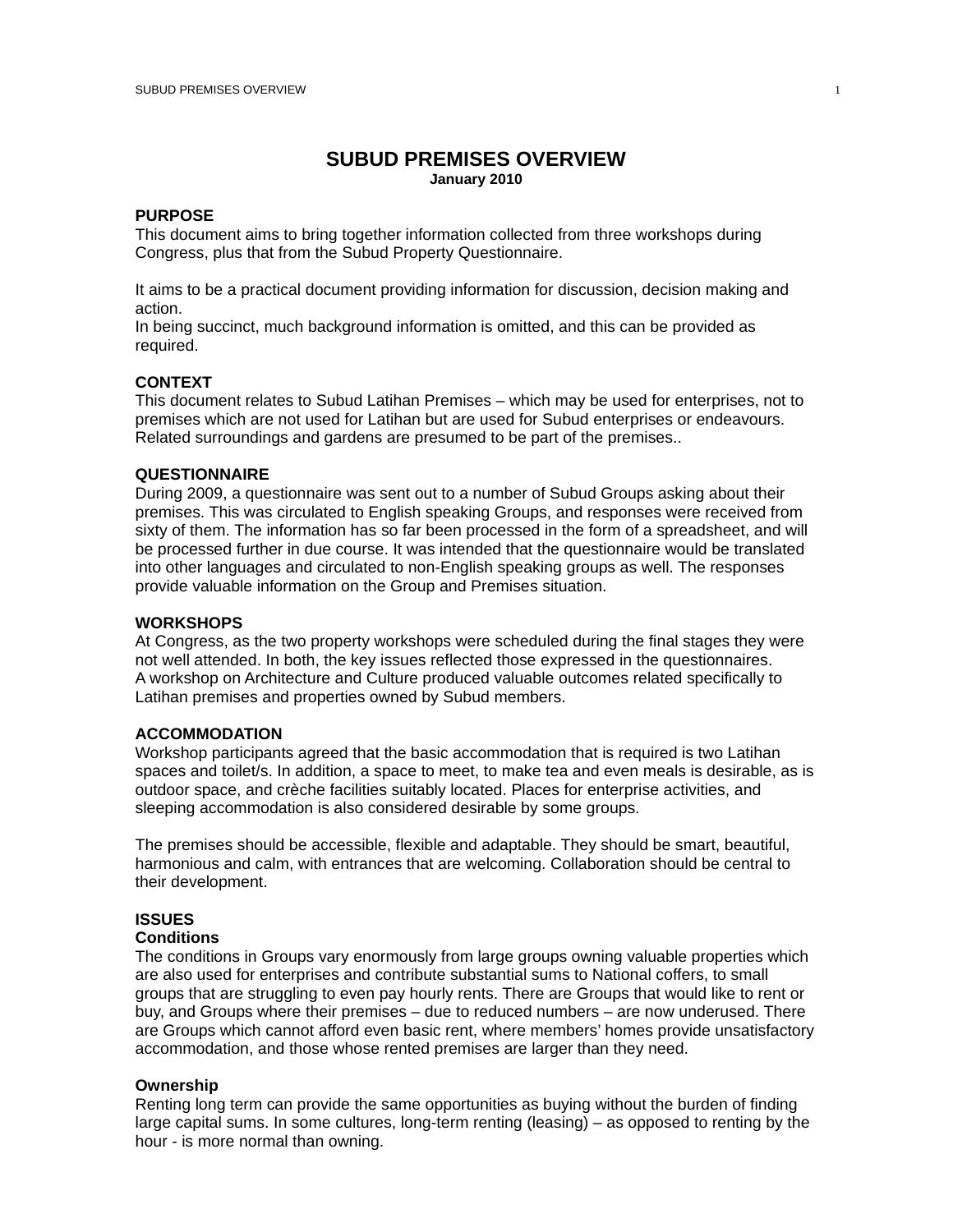# SUBUD PREMISES OVERVIEW

**January 2010**

## PURPOSE

This document aims to bring together information collected from three workshops during Congress, plus that from the Subud Property Questionnaire.

It aims to be a practical document providing information for discussion, decision making and action.
In being succinct, much background information is omitted, and this can be provided as required.

## CONTEXT

This document relates to Subud Latihan Premises – which may be used for enterprises, not to premises which are not used for Latihan but are used for Subud enterprises or endeavours. Related surroundings and gardens are presumed to be part of the premises..

## QUESTIONNAIRE

During 2009, a questionnaire was sent out to a number of Subud Groups asking about their premises. This was circulated to English speaking Groups, and responses were received from sixty of them. The information has so far been processed in the form of a spreadsheet, and will be processed further in due course. It was intended that the questionnaire would be translated into other languages and circulated to non-English speaking groups as well. The responses provide valuable information on the Group and Premises situation.

## WORKSHOPS

At Congress, as the two property workshops were scheduled during the final stages they were not well attended. In both, the key issues reflected those expressed in the questionnaires.
A workshop on Architecture and Culture produced valuable outcomes related specifically to Latihan premises and properties owned by Subud members.

## ACCOMMODATION

Workshop participants agreed that the basic accommodation that is required is two Latihan spaces and toilet/s. In addition, a space to meet, to make tea and even meals is desirable, as is outdoor space, and crèche facilities suitably located. Places for enterprise activities, and sleeping accommodation is also considered desirable by some groups.

The premises should be accessible, flexible and adaptable. They should be smart, beautiful, harmonious and calm, with entrances that are welcoming. Collaboration should be central to their development.

## ISSUES

### Conditions

The conditions in Groups vary enormously from large groups owning valuable properties which are also used for enterprises and contribute substantial sums to National coffers, to small groups that are struggling to even pay hourly rents. There are Groups that would like to rent or buy, and Groups where their premises – due to reduced numbers – are now underused. There are Groups which cannot afford even basic rent, where members' homes provide unsatisfactory accommodation, and those whose rented premises are larger than they need.

### Ownership

Renting long term can provide the same opportunities as buying without the burden of finding large capital sums. In some cultures, long-term renting (leasing) – as opposed to renting by the hour - is more normal than owning.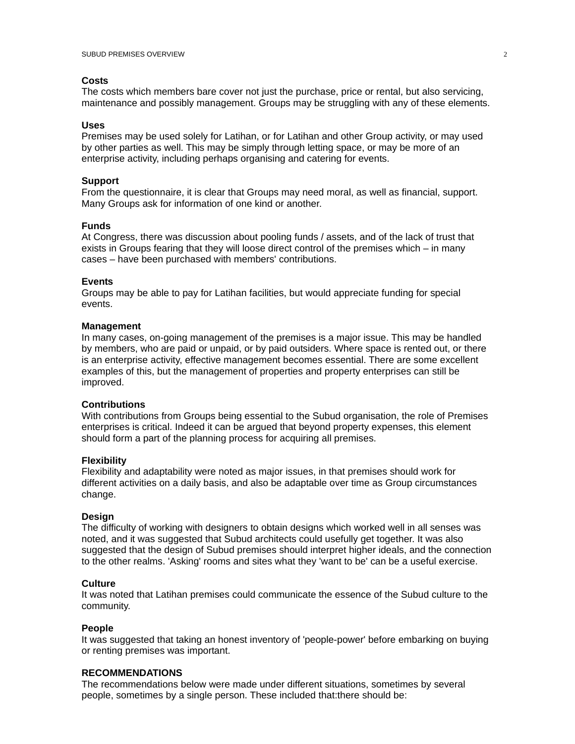**Costs**
The costs which members bare cover not just the purchase, price or rental, but also servicing, maintenance and possibly management. Groups may be struggling with any of these elements.

**Uses**
Premises may be used solely for Latihan, or for Latihan and other Group activity, or may used by other parties as well. This may be simply through letting space, or may be more of an enterprise activity, including perhaps organising and catering for events.

**Support**
From the questionnaire, it is clear that Groups may need moral, as well as financial, support. Many Groups ask for information of one kind or another.

**Funds**
At Congress, there was discussion about pooling funds / assets, and of the lack of trust that exists in Groups fearing that they will loose direct control of the premises which – in many cases – have been purchased with members' contributions.

**Events**
Groups may be able to pay for Latihan facilities, but would appreciate funding for special events.

**Management**
In many cases, on-going management of the premises is a major issue. This may be handled by members, who are paid or unpaid, or by paid outsiders. Where space is rented out, or there is an enterprise activity, effective management becomes essential. There are some excellent examples of this, but the management of properties and property enterprises can still be improved.

**Contributions**
With contributions from Groups being essential to the Subud organisation, the role of Premises enterprises is critical. Indeed it can be argued that beyond property expenses, this element should form a part of the planning process for acquiring all premises.

**Flexibility**
Flexibility and adaptability were noted as major issues, in that premises should work for different activities on a daily basis, and also be adaptable over time as Group circumstances change.

**Design**
The difficulty of working with designers to obtain designs which worked well in all senses was noted, and it was suggested that Subud architects could usefully get together. It was also suggested that the design of Subud premises should interpret higher ideals, and the connection to the other realms. 'Asking' rooms and sites what they 'want to be' can be a useful exercise.

**Culture**
It was noted that Latihan premises could communicate the essence of the Subud culture to the community.

**People**
It was suggested that taking an honest inventory of 'people-power' before embarking on buying or renting premises was important.

**RECOMMENDATIONS**
The recommendations below were made under different situations, sometimes by several people, sometimes by a single person. These included that:there should be: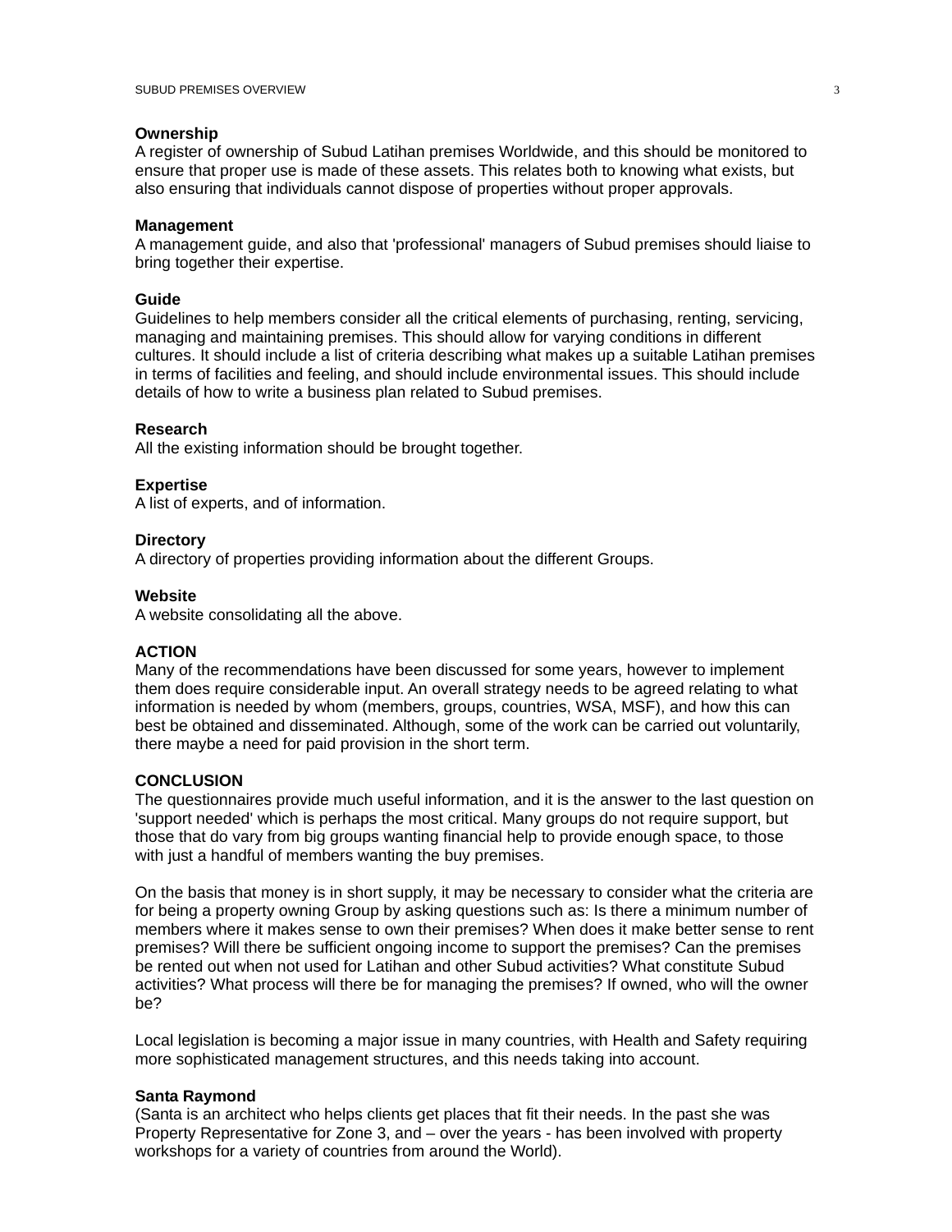**Ownership**
A register of ownership of Subud Latihan premises Worldwide, and this should be monitored to ensure that proper use is made of these assets. This relates both to knowing what exists, but also ensuring that individuals cannot dispose of properties without proper approvals.

**Management**
A management guide, and also that 'professional' managers of Subud premises should liaise to bring together their expertise.

**Guide**
Guidelines to help members consider all the critical elements of purchasing, renting, servicing, managing and maintaining premises. This should allow for varying conditions in different cultures. It should include a list of criteria describing what makes up a suitable Latihan premises in terms of facilities and feeling, and should include environmental issues. This should include details of how to write a business plan related to Subud premises.

**Research**
All the existing information should be brought together.

**Expertise**
A list of experts, and of information.

**Directory**
A directory of properties providing information about the different Groups.

**Website**
A website consolidating all the above.

**ACTION**
Many of the recommendations have been discussed for some years, however to implement them does require considerable input. An overall strategy needs to be agreed relating to what information is needed by whom (members, groups, countries, WSA, MSF), and how this can best be obtained and disseminated. Although, some of the work can be carried out voluntarily, there maybe a need for paid provision in the short term.

**CONCLUSION**
The questionnaires provide much useful information, and it is the answer to the last question on 'support needed' which is perhaps the most critical. Many groups do not require support, but those that do vary from big groups wanting financial help to provide enough space, to those with just a handful of members wanting the buy premises.

On the basis that money is in short supply, it may be necessary to consider what the criteria are for being a property owning Group by asking questions such as: Is there a minimum number of members where it makes sense to own their premises? When does it make better sense to rent premises? Will there be sufficient ongoing income to support the premises? Can the premises be rented out when not used for Latihan and other Subud activities? What constitute Subud activities? What process will there be for managing the premises? If owned, who will the owner be?

Local legislation is becoming a major issue in many countries, with Health and Safety requiring more sophisticated management structures, and this needs taking into account.

**Santa Raymond**
(Santa is an architect who helps clients get places that fit their needs. In the past she was Property Representative for Zone 3, and – over the years - has been involved with property workshops for a variety of countries from around the World).